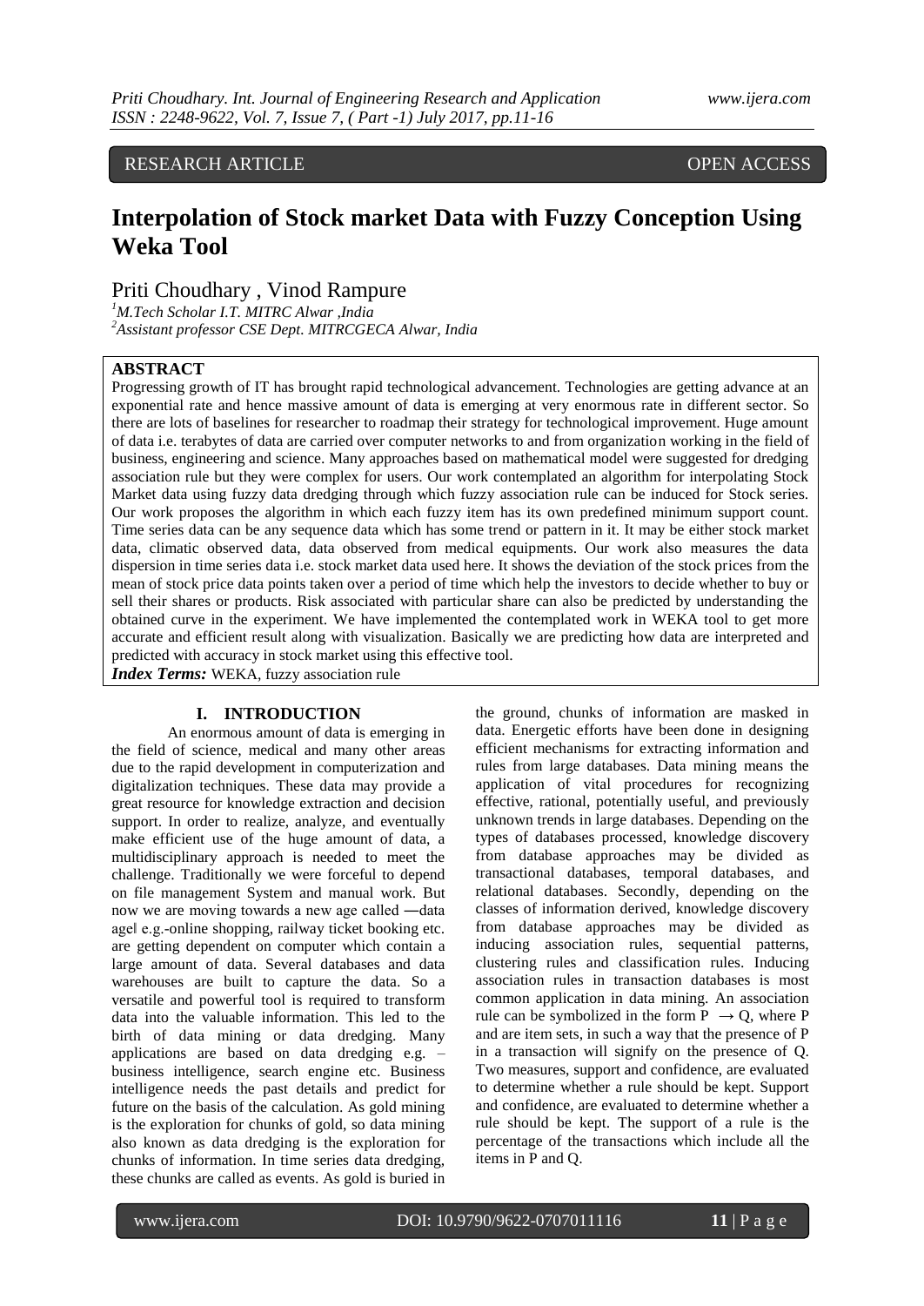RESEARCH ARTICLE OPEN ACCESS

# Interpolation of Stock market Data with Fuzzy Conception Using Weka Tool

Priti Choudhary , Vinod Rampure

[1]M.Tech Scholar I.T. MITRC Alwar ,India
[2]Assistant professor CSE Dept. MITRCGECA Alwar, India

## ABSTRACT

Progressing growth of IT has brought rapid technological advancement. Technologies are getting advance at an exponential rate and hence massive amount of data is emerging at very enormous rate in different sector. So there are lots of baselines for researcher to roadmap their strategy for technological improvement. Huge amount of data i.e. terabytes of data are carried over computer networks to and from organization working in the field of business, engineering and science. Many approaches based on mathematical model were suggested for dredging association rule but they were complex for users. Our work contemplated an algorithm for interpolating Stock Market data using fuzzy data dredging through which fuzzy association rule can be induced for Stock series. Our work proposes the algorithm in which each fuzzy item has its own predefined minimum support count. Time series data can be any sequence data which has some trend or pattern in it. It may be either stock market data, climatic observed data, data observed from medical equipments. Our work also measures the data dispersion in time series data i.e. stock market data used here. It shows the deviation of the stock prices from the mean of stock price data points taken over a period of time which help the investors to decide whether to buy or sell their shares or products. Risk associated with particular share can also be predicted by understanding the obtained curve in the experiment. We have implemented the contemplated work in WEKA tool to get more accurate and efficient result along with visualization. Basically we are predicting how data are interpreted and predicted with accuracy in stock market using this effective tool.

***Index Terms:*** WEKA, fuzzy association rule

## I. INTRODUCTION

An enormous amount of data is emerging in the field of science, medical and many other areas due to the rapid development in computerization and digitalization techniques. These data may provide a great resource for knowledge extraction and decision support. In order to realize, analyze, and eventually make efficient use of the huge amount of data, a multidisciplinary approach is needed to meet the challenge. Traditionally we were forceful to depend on file management System and manual work. But now we are moving towards a new age called ―data age‖ e.g.-online shopping, railway ticket booking etc. are getting dependent on computer which contain a large amount of data. Several databases and data warehouses are built to capture the data. So a versatile and powerful tool is required to transform data into the valuable information. This led to the birth of data mining or data dredging. Many applications are based on data dredging e.g. – business intelligence, search engine etc. Business intelligence needs the past details and predict for future on the basis of the calculation. As gold mining is the exploration for chunks of gold, so data mining also known as data dredging is the exploration for chunks of information. In time series data dredging, these chunks are called as events. As gold is buried in the ground, chunks of information are masked in data. Energetic efforts have been done in designing efficient mechanisms for extracting information and rules from large databases. Data mining means the application of vital procedures for recognizing effective, rational, potentially useful, and previously unknown trends in large databases. Depending on the types of databases processed, knowledge discovery from database approaches may be divided as transactional databases, temporal databases, and relational databases. Secondly, depending on the classes of information derived, knowledge discovery from database approaches may be divided as inducing association rules, sequential patterns, clustering rules and classification rules. Inducing association rules in transaction databases is most common application in data mining. An association rule can be symbolized in the form $P \rightarrow Q$, where P and are item sets, in such a way that the presence of P in a transaction will signify on the presence of Q. Two measures, support and confidence, are evaluated to determine whether a rule should be kept. Support and confidence, are evaluated to determine whether a rule should be kept. The support of a rule is the percentage of the transactions which include all the items in P and Q.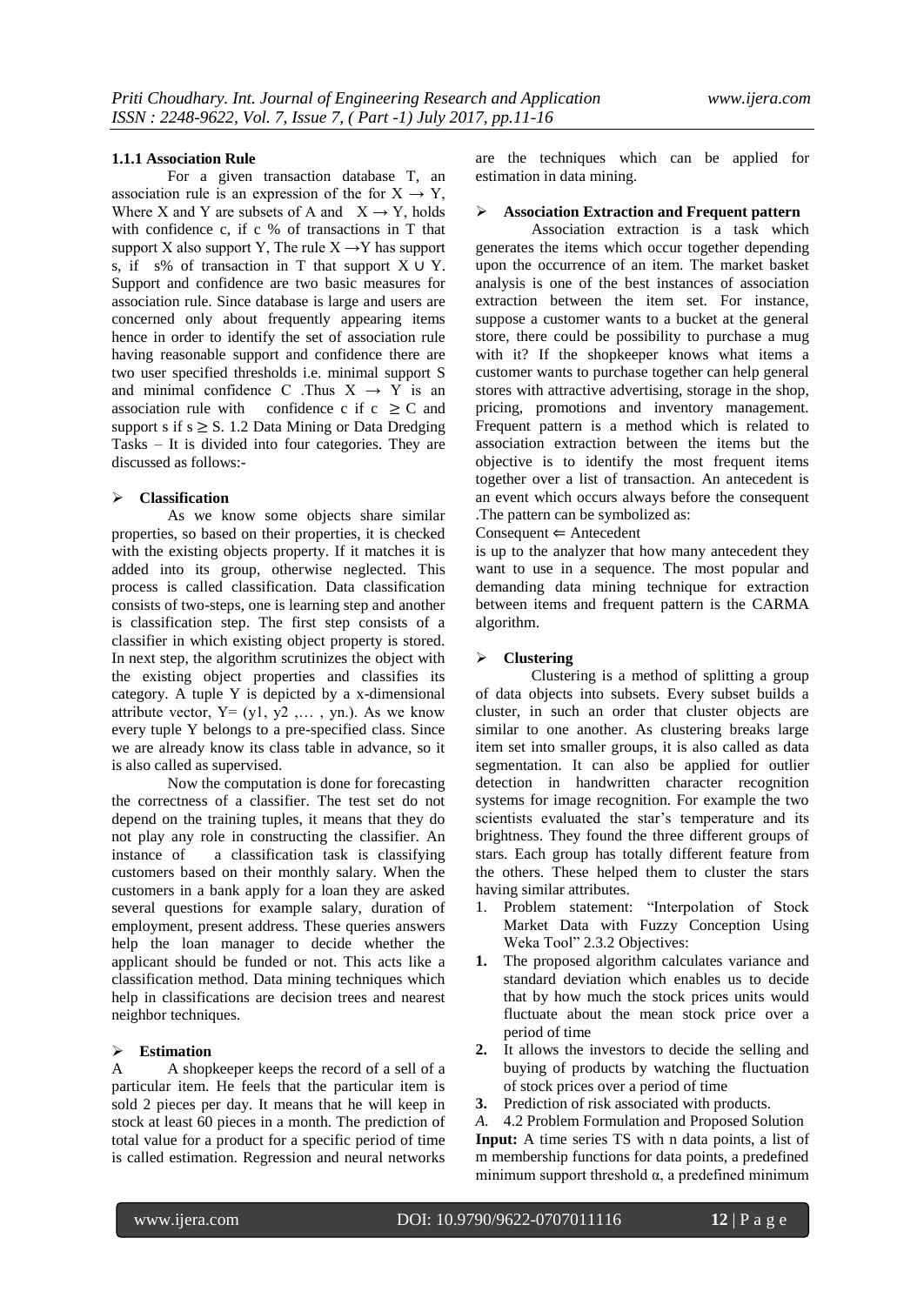#### 1.1.1 Association Rule

For a given transaction database T, an association rule is an expression of the for $X \rightarrow Y$, Where X and Y are subsets of A and $X \rightarrow Y$, holds with confidence c, if c % of transactions in T that support X also support Y, The rule $X \rightarrow Y$ has support s, if s% of transaction in T that support $X \cup Y$. Support and confidence are two basic measures for association rule. Since database is large and users are concerned only about frequently appearing items hence in order to identify the set of association rule having reasonable support and confidence there are two user specified thresholds i.e. minimal support S and minimal confidence C .Thus $X \rightarrow Y$ is an association rule with confidence c if $c \geq C$ and support s if $s \geq S$. 1.2 Data Mining or Data Dredging Tasks – It is divided into four categories. They are discussed as follows:-

- **Classification**

As we know some objects share similar properties, so based on their properties, it is checked with the existing objects property. If it matches it is added into its group, otherwise neglected. This process is called classification. Data classification consists of two-steps, one is learning step and another is classification step. The first step consists of a classifier in which existing object property is stored. In next step, the algorithm scrutinizes the object with the existing object properties and classifies its category. A tuple Y is depicted by a x-dimensional attribute vector, Y= (y1, y2 ,… , yn.). As we know every tuple Y belongs to a pre-specified class. Since we are already know its class table in advance, so it is also called as supervised.

Now the computation is done for forecasting the correctness of a classifier. The test set do not depend on the training tuples, it means that they do not play any role in constructing the classifier. An instance of a classification task is classifying customers based on their monthly salary. When the customers in a bank apply for a loan they are asked several questions for example salary, duration of employment, present address. These queries answers help the loan manager to decide whether the applicant should be funded or not. This acts like a classification method. Data mining techniques which help in classifications are decision trees and nearest neighbor techniques.

- **Estimation**

A A shopkeeper keeps the record of a sell of a particular item. He feels that the particular item is sold 2 pieces per day. It means that he will keep in stock at least 60 pieces in a month. The prediction of total value for a product for a specific period of time is called estimation. Regression and neural networks are the techniques which can be applied for estimation in data mining.

- **Association Extraction and Frequent pattern**

Association extraction is a task which generates the items which occur together depending upon the occurrence of an item. The market basket analysis is one of the best instances of association extraction between the item set. For instance, suppose a customer wants to a bucket at the general store, there could be possibility to purchase a mug with it? If the shopkeeper knows what items a customer wants to purchase together can help general stores with attractive advertising, storage in the shop, pricing, promotions and inventory management. Frequent pattern is a method which is related to association extraction between the items but the objective is to identify the most frequent items together over a list of transaction. An antecedent is an event which occurs always before the consequent .The pattern can be symbolized as:

Consequent $\Leftarrow$ Antecedent

is up to the analyzer that how many antecedent they want to use in a sequence. The most popular and demanding data mining technique for extraction between items and frequent pattern is the CARMA algorithm.

- **Clustering**

Clustering is a method of splitting a group of data objects into subsets. Every subset builds a cluster, in such an order that cluster objects are similar to one another. As clustering breaks large item set into smaller groups, it is also called as data segmentation. It can also be applied for outlier detection in handwritten character recognition systems for image recognition. For example the two scientists evaluated the star's temperature and its brightness. They found the three different groups of stars. Each group has totally different feature from the others. These helped them to cluster the stars having similar attributes.

1. Problem statement: "Interpolation of Stock Market Data with Fuzzy Conception Using Weka Tool" 2.3.2 Objectives:

1. The proposed algorithm calculates variance and standard deviation which enables us to decide that by how much the stock prices units would fluctuate about the mean stock price over a period of time
2. It allows the investors to decide the selling and buying of products by watching the fluctuation of stock prices over a period of time
3. Prediction of risk associated with products.

*A.* 4.2 Problem Formulation and Proposed Solution

**Input:** A time series TS with n data points, a list of m membership functions for data points, a predefined minimum support threshold α, a predefined minimum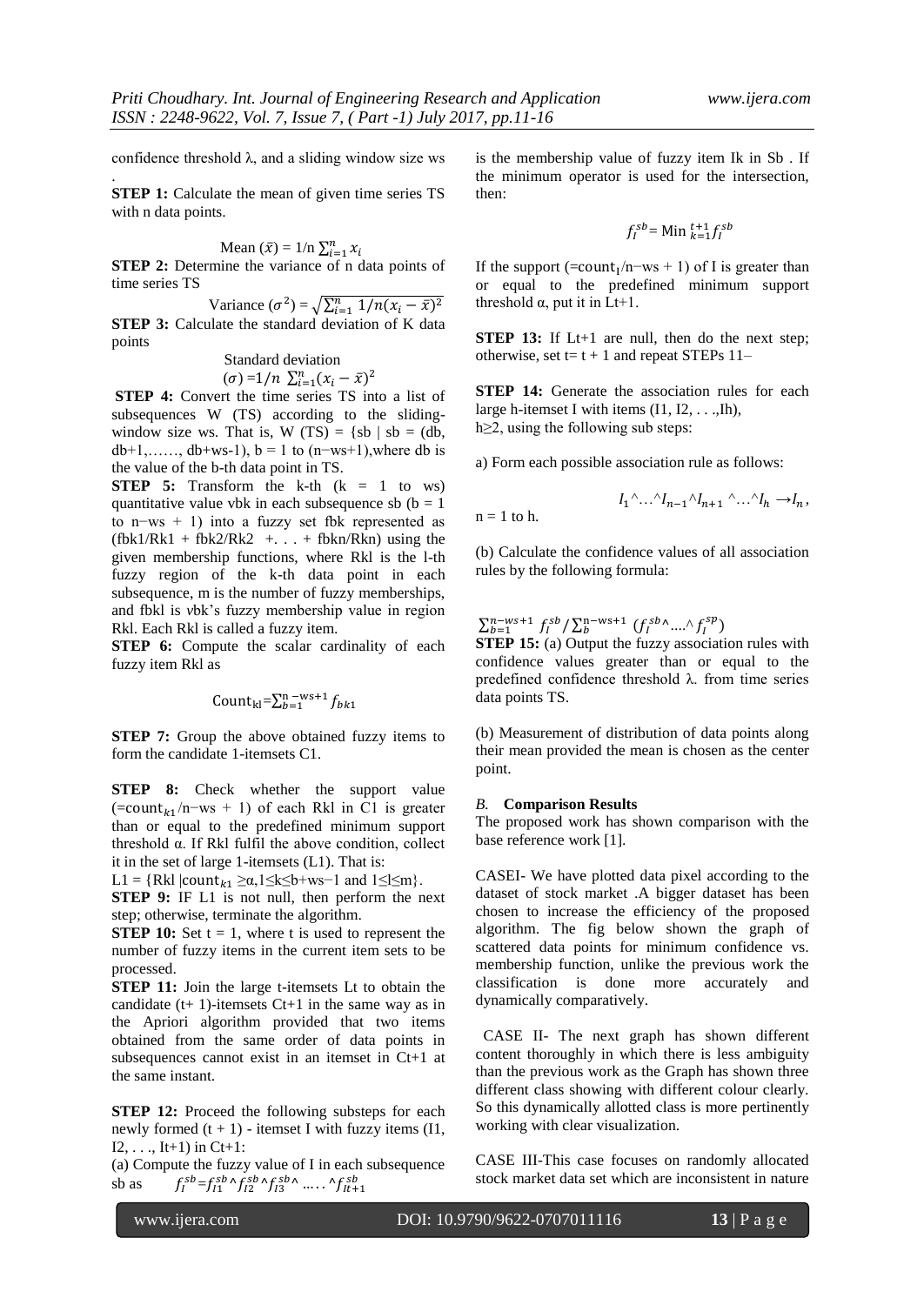confidence threshold λ, and a sliding window size ws .

**STEP 1:** Calculate the mean of given time series TS with n data points.

$$\text{Mean } (\bar{x}) = 1/n \sum_{i=1}^{n} x_i$$

**STEP 2:** Determine the variance of n data points of time series TS

$$\text{Variance } (\sigma^2) = \sqrt{\sum_{i=1}^{n} 1/n(x_i - \bar{x})^2}$$

**STEP 3:** Calculate the standard deviation of K data points

$$\text{Standard deviation } (\sigma) = 1/n \sum_{i=1}^{n}(x_i - \bar{x})^2$$

**STEP 4:** Convert the time series TS into a list of subsequences W (TS) according to the sliding-window size ws. That is, W (TS) = {sb | sb = (db, db+1,……, db+ws-1), b = 1 to (n−ws+1),where db is the value of the b-th data point in TS.

**STEP 5:** Transform the k-th (k = 1 to ws) quantitative value vbk in each subsequence sb (b = 1 to n−ws + 1) into a fuzzy set fbk represented as (fbk1/Rk1 + fbk2/Rk2 +. . . + fbkn/Rkn) using the given membership functions, where Rkl is the l-th fuzzy region of the k-th data point in each subsequence, m is the number of fuzzy memberships, and fbkl is *v*bk's fuzzy membership value in region Rkl. Each Rkl is called a fuzzy item.

**STEP 6:** Compute the scalar cardinality of each fuzzy item Rkl as

$$\text{Count}_{kl} = \sum_{b=1}^{n-ws+1} f_{bk1}$$

**STEP 7:** Group the above obtained fuzzy items to form the candidate 1-itemsets C1.

**STEP 8:** Check whether the support value ($=\text{count}_{k1}$/n−ws + 1) of each Rkl in C1 is greater than or equal to the predefined minimum support threshold α. If Rkl fulfil the above condition, collect it in the set of large 1-itemsets (L1). That is:

L1 = {Rkl |$\text{count}_{k1}$ ≥α,1≤k≤b+ws−1 and 1≤l≤m}.

**STEP 9:** IF L1 is not null, then perform the next step; otherwise, terminate the algorithm.

**STEP 10:** Set t = 1, where t is used to represent the number of fuzzy items in the current item sets to be processed.

**STEP 11:** Join the large t-itemsets Lt to obtain the candidate (t+ 1)-itemsets Ct+1 in the same way as in the Apriori algorithm provided that two items obtained from the same order of data points in subsequences cannot exist in an itemset in Ct+1 at the same instant.

**STEP 12:** Proceed the following substeps for each newly formed (t + 1) - itemset I with fuzzy items (I1, I2, . . ., It+1) in Ct+1:

(a) Compute the fuzzy value of I in each subsequence sb as $f_I^{sb} = f_{I1}^{sb} \wedge f_{I2}^{sb} \wedge f_{I3}^{sb} \wedge \ldots \wedge f_{It+1}^{sb}$ is the membership value of fuzzy item Ik in Sb . If the minimum operator is used for the intersection, then:

$$f_I^{sb} = \text{Min}_{k=1}^{t+1} f_I^{sb}$$

If the support ($=\text{count}_I$/n−ws + 1) of I is greater than or equal to the predefined minimum support threshold α, put it in Lt+1.

**STEP 13:** If Lt+1 are null, then do the next step; otherwise, set t= t + 1 and repeat STEPs 11–

**STEP 14:** Generate the association rules for each large h-itemset I with items (I1, I2, . . .,Ih), h≥2, using the following sub steps:

a) Form each possible association rule as follows:

$$I_1 \wedge \ldots \wedge I_{n-1} \wedge I_{n+1} \wedge \ldots \wedge I_h \rightarrow I_n,$$

n = 1 to h.

(b) Calculate the confidence values of all association rules by the following formula:

$$\sum_{b=1}^{n-ws+1} f_I^{sb} / \sum_{b}^{n-ws+1} (f_I^{sb} \wedge \ldots \wedge f_I^{sp})$$

**STEP 15:** (a) Output the fuzzy association rules with confidence values greater than or equal to the predefined confidence threshold λ. from time series data points TS.

(b) Measurement of distribution of data points along their mean provided the mean is chosen as the center point.

### *B.* Comparison Results

The proposed work has shown comparison with the base reference work [1].

CASEI- We have plotted data pixel according to the dataset of stock market .A bigger dataset has been chosen to increase the efficiency of the proposed algorithm. The fig below shown the graph of scattered data points for minimum confidence vs. membership function, unlike the previous work the classification is done more accurately and dynamically comparatively.

CASE II- The next graph has shown different content thoroughly in which there is less ambiguity than the previous work as the Graph has shown three different class showing with different colour clearly. So this dynamically allotted class is more pertinently working with clear visualization.

CASE III-This case focuses on randomly allocated stock market data set which are inconsistent in nature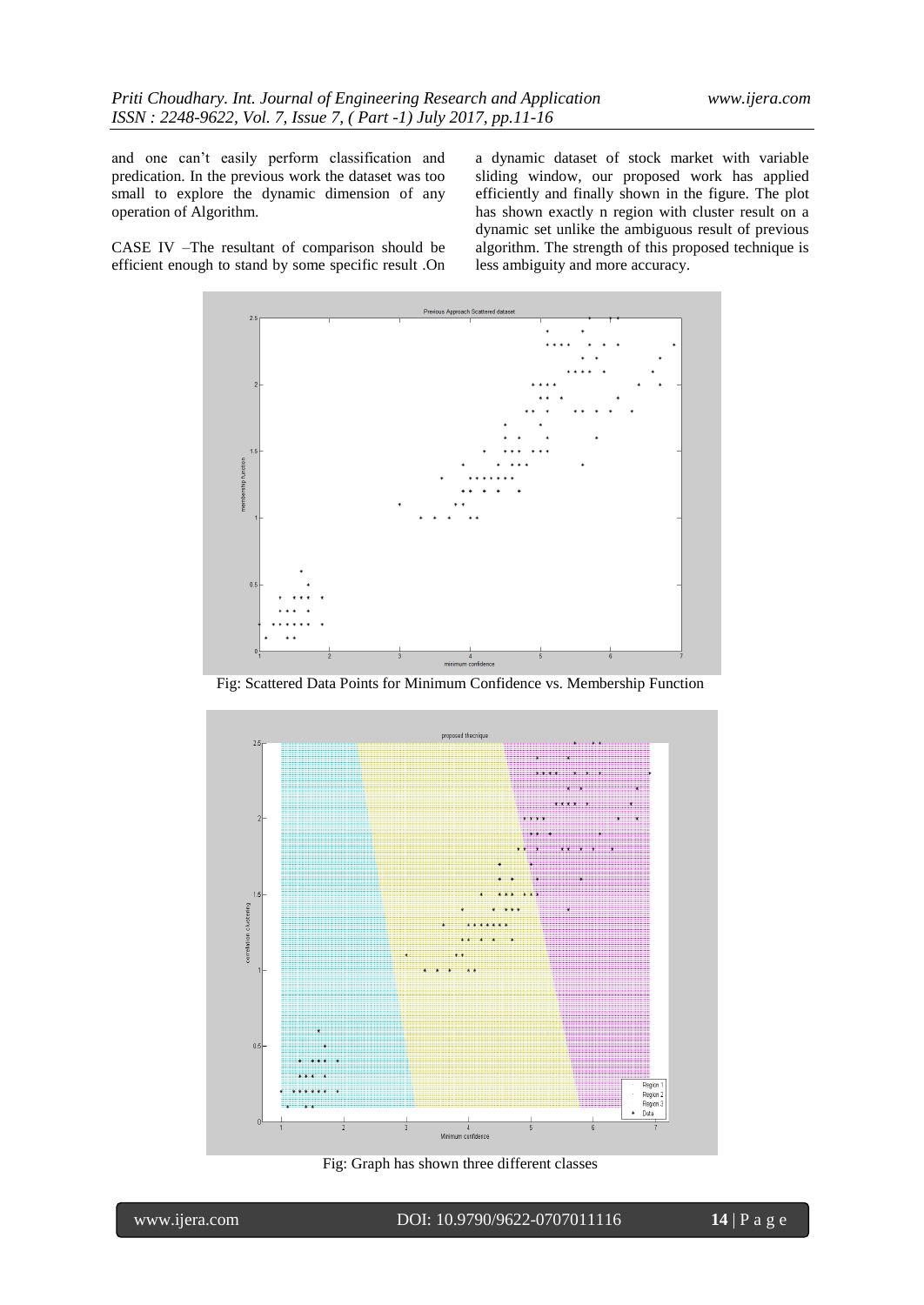and one can't easily perform classification and predication. In the previous work the dataset was too small to explore the dynamic dimension of any operation of Algorithm.

CASE IV –The resultant of comparison should be efficient enough to stand by some specific result .On a dynamic dataset of stock market with variable sliding window, our proposed work has applied efficiently and finally shown in the figure. The plot has shown exactly n region with cluster result on a dynamic set unlike the ambiguous result of previous algorithm. The strength of this proposed technique is less ambiguity and more accuracy.

Fig: Scattered Data Points for Minimum Confidence vs. Membership Function

Fig: Graph has shown three different classes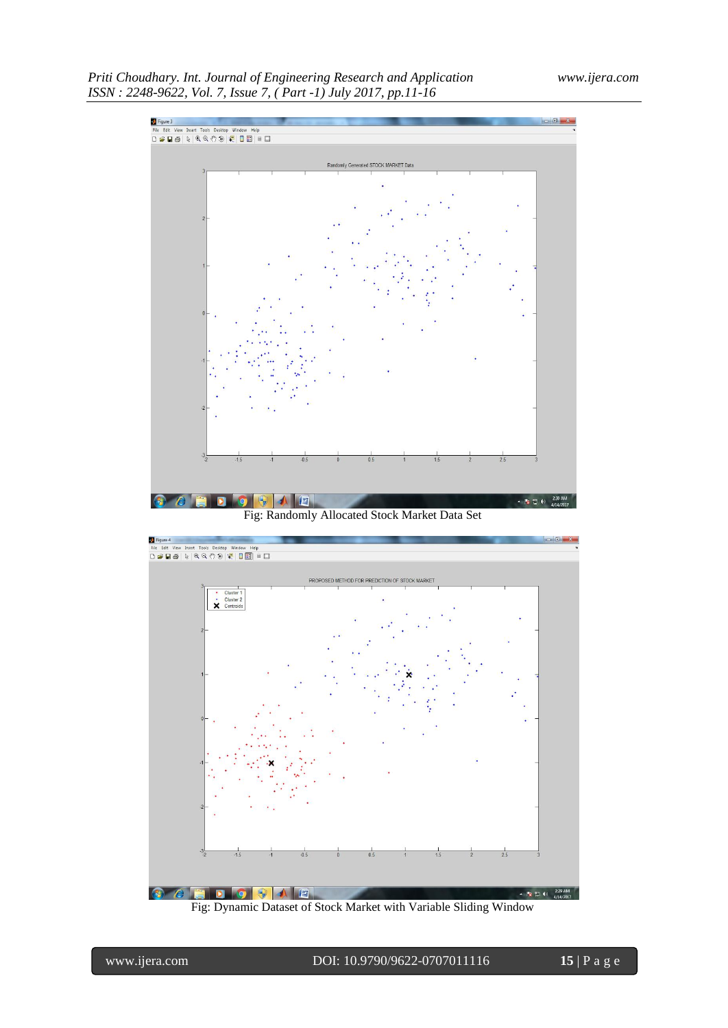Fig: Randomly Allocated Stock Market Data Set

Fig: Dynamic Dataset of Stock Market with Variable Sliding Window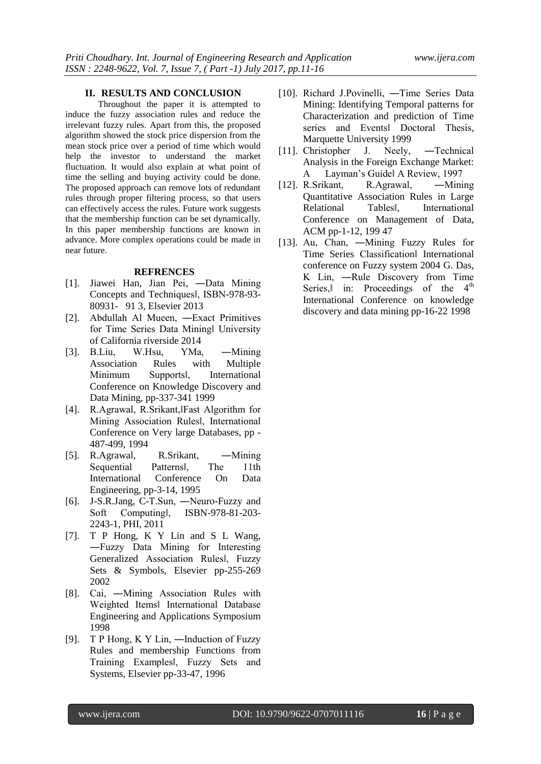## II. RESULTS AND CONCLUSION

Throughout the paper it is attempted to induce the fuzzy association rules and reduce the irrelevant fuzzy rules. Apart from this, the proposed algorithm showed the stock price dispersion from the mean stock price over a period of time which would help the investor to understand the market fluctuation. It would also explain at what point of time the selling and buying activity could be done. The proposed approach can remove lots of redundant rules through proper filtering process, so that users can effectively access the rules. Future work suggests that the membership function can be set dynamically. In this paper membership functions are known in advance. More complex operations could be made in near future.

## REFRENCES

[1]. Jiawei Han, Jian Pei, ―Data Mining Concepts and Techniques‖, ISBN-978-93-80931- 91 3, Elsevier 2013

[2]. Abdullah Al Mueen, ―Exact Primitives for Time Series Data Mining‖ University of California riverside 2014

[3]. B.Liu, W.Hsu, YMa, ―Mining Association Rules with Multiple Minimum Supports‖, International Conference on Knowledge Discovery and Data Mining, pp-337-341 1999

[4]. R.Agrawal, R.Srikant,‖Fast Algorithm for Mining Association Rules‖, International Conference on Very large Databases, pp - 487-499, 1994

[5]. R.Agrawal, R.Srikant, ―Mining Sequential Patterns‖, The 11th International Conference On Data Engineering, pp-3-14, 1995

[6]. J-S.R.Jang, C-T.Sun, ―Neuro-Fuzzy and Soft Computing‖, ISBN-978-81-203-2243-1, PHI, 2011

[7]. T P Hong, K Y Lin and S L Wang, ―Fuzzy Data Mining for Interesting Generalized Association Rules‖, Fuzzy Sets & Symbols, Elsevier pp-255-269 2002

[8]. Cai, ―Mining Association Rules with Weighted Items‖ International Database Engineering and Applications Symposium 1998

[9]. T P Hong, K Y Lin, ―Induction of Fuzzy Rules and membership Functions from Training Examples‖, Fuzzy Sets and Systems, Elsevier pp-33-47, 1996

[10]. Richard J.Povinelli, ―Time Series Data Mining: Identifying Temporal patterns for Characterization and prediction of Time series and Events‖ Doctoral Thesis, Marquette University 1999

[11]. Christopher J. Neely, ―Technical Analysis in the Foreign Exchange Market: A Layman's Guide‖ A Review, 1997

[12]. R.Srikant, R.Agrawal, ―Mining Quantitative Association Rules in Large Relational Tables‖, International Conference on Management of Data, ACM pp-1-12, 199 47

[13]. Au, Chan, ―Mining Fuzzy Rules for Time Series Classification‖ International conference on Fuzzy system 2004 G. Das, K Lin, ―Rule Discovery from Time Series,‖ in: Proceedings of the 4th International Conference on knowledge discovery and data mining pp-16-22 1998